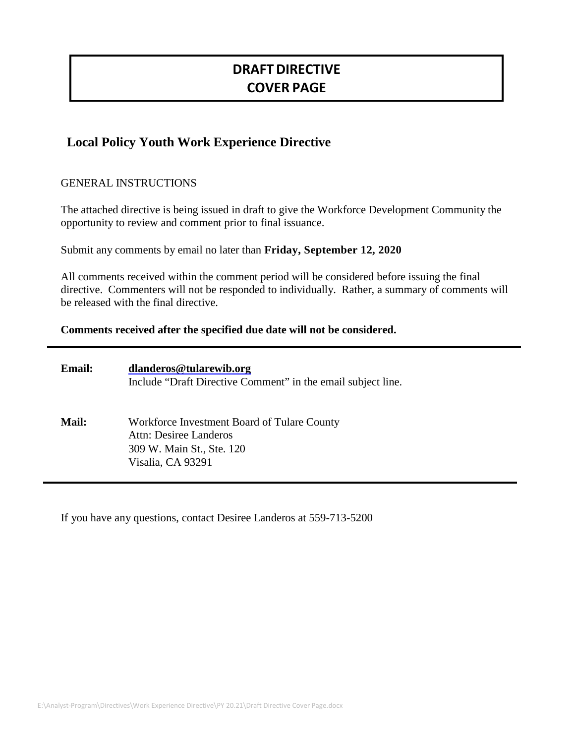# DRAFT DIRECTIVE COVER PAGE

## Local Policy Youth Work Experience Directive

GENERAL INSTRUCTIONS

The attached directive is being issued in draft to give the Workforce Development Community the opportunity to review and comment prior to final issuance.

Submit any comments by email no later than **Friday, September 12, 2020**

All comments received within the comment period will be considered before issuing the final directive. Commenters will not be responded to individually. Rather, a summary of comments will be released with the final directive.

**Comments received after the specified due date will not be considered.**

---

**Email:** **dlanderos@tularewib.org**
Include "Draft Directive Comment" in the email subject line.

**Mail:** Workforce Investment Board of Tulare County
Attn: Desiree Landeros
309 W. Main St., Ste. 120
Visalia, CA 93291

---

If you have any questions, contact Desiree Landeros at 559-713-5200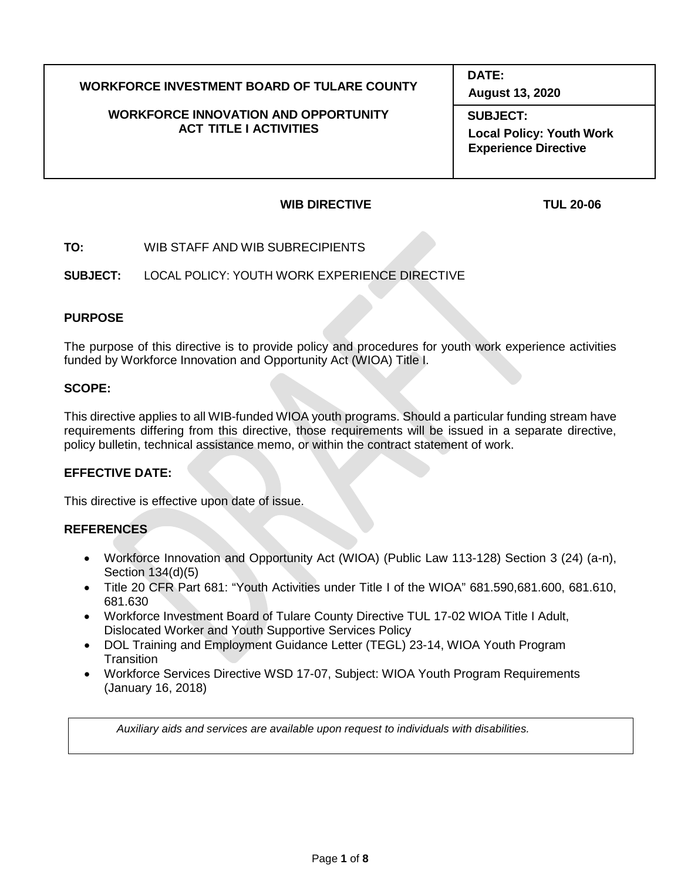| WORKFORCE INVESTMENT BOARD OF TULARE COUNTY<br><br>WORKFORCE INNOVATION AND OPPORTUNITY ACT TITLE I ACTIVITIES | **DATE:**<br>**August 13, 2020** |
| --- | --- |
| | **SUBJECT:**<br>**Local Policy: Youth Work Experience Directive** |

**WIB DIRECTIVE** **TUL 20-06**

**TO:** WIB STAFF AND WIB SUBRECIPIENTS

**SUBJECT:** LOCAL POLICY: YOUTH WORK EXPERIENCE DIRECTIVE

## PURPOSE

The purpose of this directive is to provide policy and procedures for youth work experience activities funded by Workforce Innovation and Opportunity Act (WIOA) Title I.

## SCOPE:

This directive applies to all WIB-funded WIOA youth programs. Should a particular funding stream have requirements differing from this directive, those requirements will be issued in a separate directive, policy bulletin, technical assistance memo, or within the contract statement of work.

## EFFECTIVE DATE:

This directive is effective upon date of issue.

## REFERENCES

- Workforce Innovation and Opportunity Act (WIOA) (Public Law 113-128) Section 3 (24) (a-n), Section 134(d)(5)
- Title 20 CFR Part 681: "Youth Activities under Title I of the WIOA" 681.590,681.600, 681.610, 681.630
- Workforce Investment Board of Tulare County Directive TUL 17-02 WIOA Title I Adult, Dislocated Worker and Youth Supportive Services Policy
- DOL Training and Employment Guidance Letter (TEGL) 23-14, WIOA Youth Program Transition
- Workforce Services Directive WSD 17-07, Subject: WIOA Youth Program Requirements (January 16, 2018)

*Auxiliary aids and services are available upon request to individuals with disabilities.*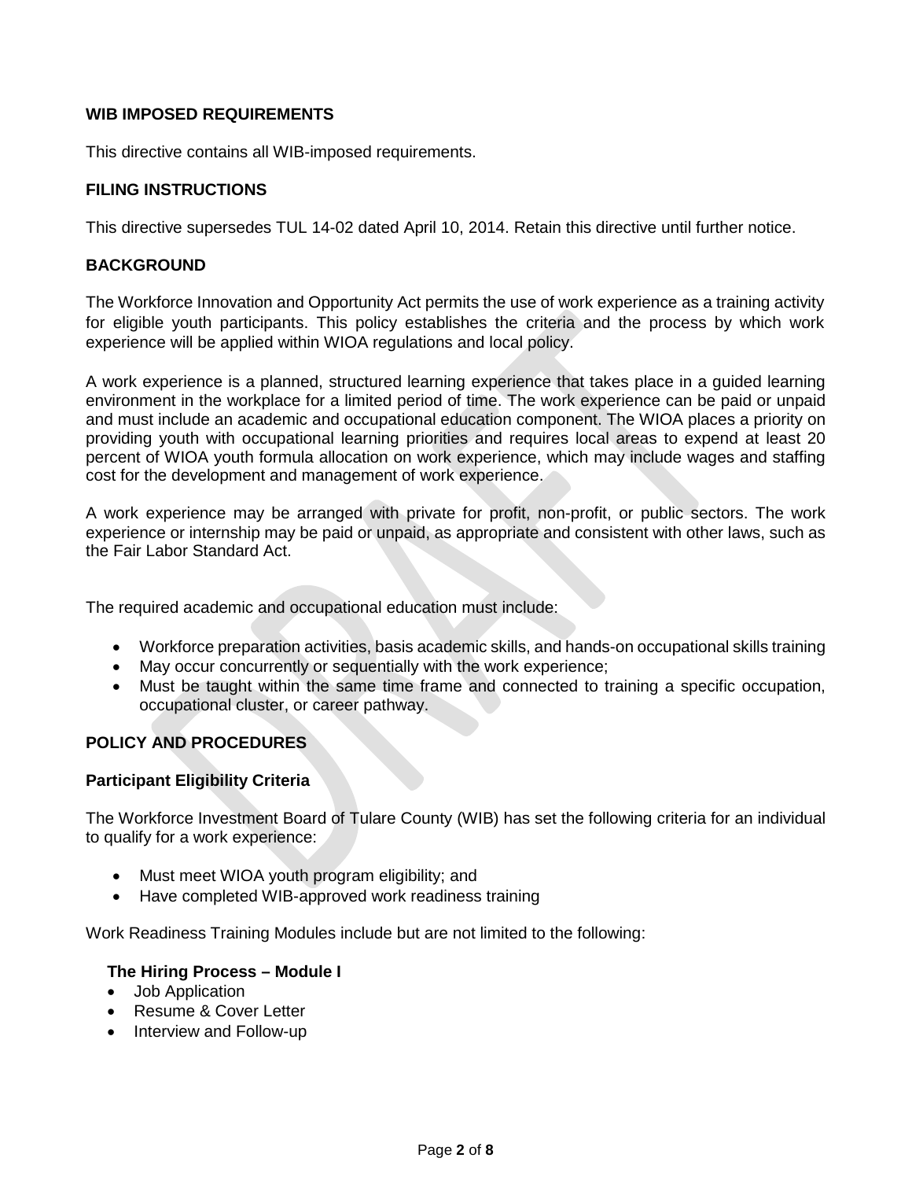### WIB IMPOSED REQUIREMENTS

This directive contains all WIB-imposed requirements.

### FILING INSTRUCTIONS

This directive supersedes TUL 14-02 dated April 10, 2014. Retain this directive until further notice.

### BACKGROUND

The Workforce Innovation and Opportunity Act permits the use of work experience as a training activity for eligible youth participants. This policy establishes the criteria and the process by which work experience will be applied within WIOA regulations and local policy.

A work experience is a planned, structured learning experience that takes place in a guided learning environment in the workplace for a limited period of time. The work experience can be paid or unpaid and must include an academic and occupational education component. The WIOA places a priority on providing youth with occupational learning priorities and requires local areas to expend at least 20 percent of WIOA youth formula allocation on work experience, which may include wages and staffing cost for the development and management of work experience.

A work experience may be arranged with private for profit, non-profit, or public sectors. The work experience or internship may be paid or unpaid, as appropriate and consistent with other laws, such as the Fair Labor Standard Act.

The required academic and occupational education must include:

- Workforce preparation activities, basis academic skills, and hands-on occupational skills training
- May occur concurrently or sequentially with the work experience;
- Must be taught within the same time frame and connected to training a specific occupation, occupational cluster, or career pathway.

### POLICY AND PROCEDURES

#### Participant Eligibility Criteria

The Workforce Investment Board of Tulare County (WIB) has set the following criteria for an individual to qualify for a work experience:

- Must meet WIOA youth program eligibility; and
- Have completed WIB-approved work readiness training

Work Readiness Training Modules include but are not limited to the following:

**The Hiring Process – Module I**

- Job Application
- Resume & Cover Letter
- Interview and Follow-up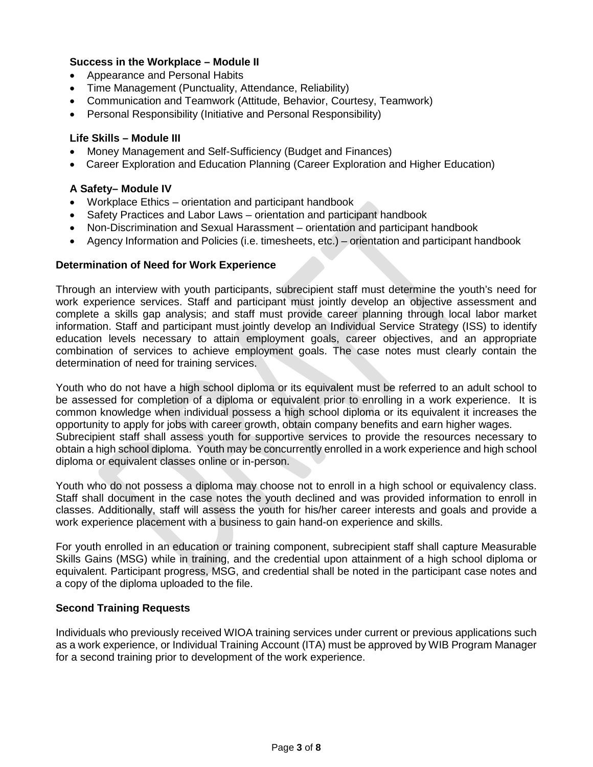**Success in the Workplace – Module II**

- Appearance and Personal Habits
- Time Management (Punctuality, Attendance, Reliability)
- Communication and Teamwork (Attitude, Behavior, Courtesy, Teamwork)
- Personal Responsibility (Initiative and Personal Responsibility)

**Life Skills – Module III**

- Money Management and Self-Sufficiency (Budget and Finances)
- Career Exploration and Education Planning (Career Exploration and Higher Education)

**A Safety– Module IV**

- Workplace Ethics – orientation and participant handbook
- Safety Practices and Labor Laws – orientation and participant handbook
- Non-Discrimination and Sexual Harassment – orientation and participant handbook
- Agency Information and Policies (i.e. timesheets, etc.) – orientation and participant handbook

**Determination of Need for Work Experience**

Through an interview with youth participants, subrecipient staff must determine the youth's need for work experience services. Staff and participant must jointly develop an objective assessment and complete a skills gap analysis; and staff must provide career planning through local labor market information. Staff and participant must jointly develop an Individual Service Strategy (ISS) to identify education levels necessary to attain employment goals, career objectives, and an appropriate combination of services to achieve employment goals. The case notes must clearly contain the determination of need for training services.

Youth who do not have a high school diploma or its equivalent must be referred to an adult school to be assessed for completion of a diploma or equivalent prior to enrolling in a work experience. It is common knowledge when individual possess a high school diploma or its equivalent it increases the opportunity to apply for jobs with career growth, obtain company benefits and earn higher wages.
Subrecipient staff shall assess youth for supportive services to provide the resources necessary to obtain a high school diploma. Youth may be concurrently enrolled in a work experience and high school diploma or equivalent classes online or in-person.

Youth who do not possess a diploma may choose not to enroll in a high school or equivalency class. Staff shall document in the case notes the youth declined and was provided information to enroll in classes. Additionally, staff will assess the youth for his/her career interests and goals and provide a work experience placement with a business to gain hand-on experience and skills.

For youth enrolled in an education or training component, subrecipient staff shall capture Measurable Skills Gains (MSG) while in training, and the credential upon attainment of a high school diploma or equivalent. Participant progress, MSG, and credential shall be noted in the participant case notes and a copy of the diploma uploaded to the file.

**Second Training Requests**

Individuals who previously received WIOA training services under current or previous applications such as a work experience, or Individual Training Account (ITA) must be approved by WIB Program Manager for a second training prior to development of the work experience.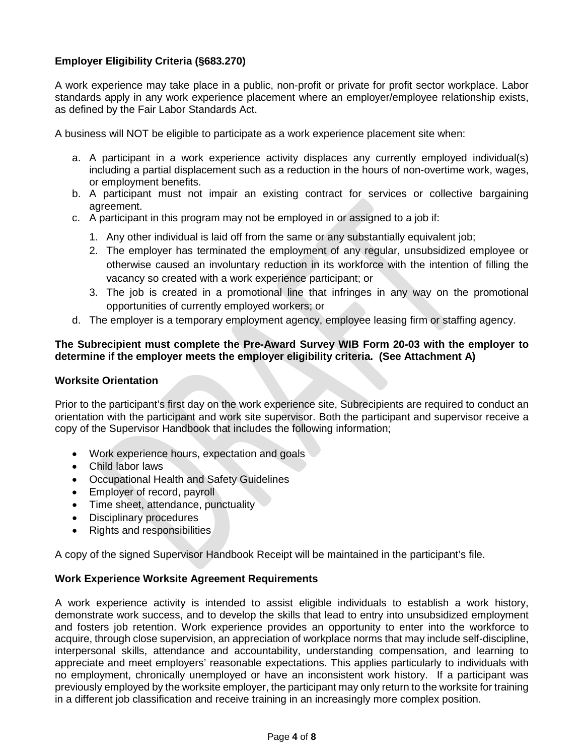**Employer Eligibility Criteria (§683.270)**

A work experience may take place in a public, non-profit or private for profit sector workplace. Labor standards apply in any work experience placement where an employer/employee relationship exists, as defined by the Fair Labor Standards Act.

A business will NOT be eligible to participate as a work experience placement site when:

a. A participant in a work experience activity displaces any currently employed individual(s) including a partial displacement such as a reduction in the hours of non-overtime work, wages, or employment benefits.
b. A participant must not impair an existing contract for services or collective bargaining agreement.
c. A participant in this program may not be employed in or assigned to a job if:
    1. Any other individual is laid off from the same or any substantially equivalent job;
    2. The employer has terminated the employment of any regular, unsubsidized employee or otherwise caused an involuntary reduction in its workforce with the intention of filling the vacancy so created with a work experience participant; or
    3. The job is created in a promotional line that infringes in any way on the promotional opportunities of currently employed workers; or
d. The employer is a temporary employment agency, employee leasing firm or staffing agency.

**The Subrecipient must complete the Pre-Award Survey WIB Form 20-03 with the employer to determine if the employer meets the employer eligibility criteria. (See Attachment A)**

**Worksite Orientation**

Prior to the participant's first day on the work experience site, Subrecipients are required to conduct an orientation with the participant and work site supervisor. Both the participant and supervisor receive a copy of the Supervisor Handbook that includes the following information;

- Work experience hours, expectation and goals
- Child labor laws
- Occupational Health and Safety Guidelines
- Employer of record, payroll
- Time sheet, attendance, punctuality
- Disciplinary procedures
- Rights and responsibilities

A copy of the signed Supervisor Handbook Receipt will be maintained in the participant's file.

**Work Experience Worksite Agreement Requirements**

A work experience activity is intended to assist eligible individuals to establish a work history, demonstrate work success, and to develop the skills that lead to entry into unsubsidized employment and fosters job retention. Work experience provides an opportunity to enter into the workforce to acquire, through close supervision, an appreciation of workplace norms that may include self-discipline, interpersonal skills, attendance and accountability, understanding compensation, and learning to appreciate and meet employers' reasonable expectations. This applies particularly to individuals with no employment, chronically unemployed or have an inconsistent work history. If a participant was previously employed by the worksite employer, the participant may only return to the worksite for training in a different job classification and receive training in an increasingly more complex position.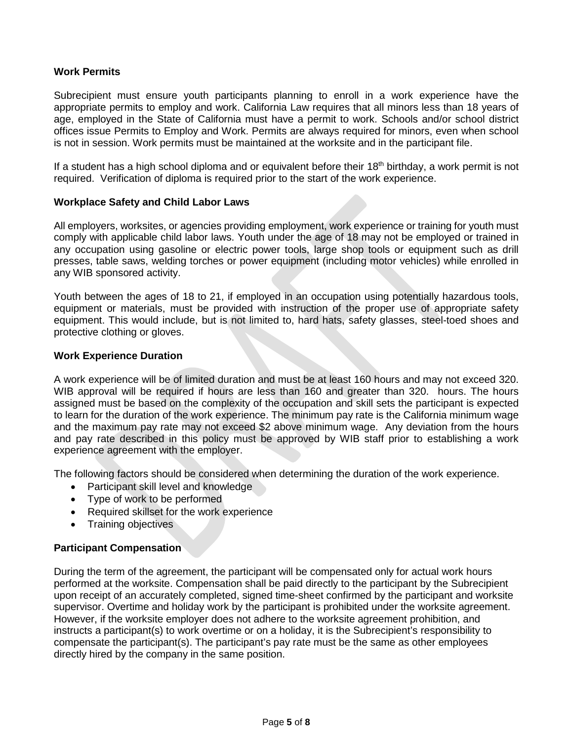**Work Permits**

Subrecipient must ensure youth participants planning to enroll in a work experience have the appropriate permits to employ and work. California Law requires that all minors less than 18 years of age, employed in the State of California must have a permit to work. Schools and/or school district offices issue Permits to Employ and Work. Permits are always required for minors, even when school is not in session. Work permits must be maintained at the worksite and in the participant file.

If a student has a high school diploma and or equivalent before their 18th birthday, a work permit is not required. Verification of diploma is required prior to the start of the work experience.

**Workplace Safety and Child Labor Laws**

All employers, worksites, or agencies providing employment, work experience or training for youth must comply with applicable child labor laws. Youth under the age of 18 may not be employed or trained in any occupation using gasoline or electric power tools, large shop tools or equipment such as drill presses, table saws, welding torches or power equipment (including motor vehicles) while enrolled in any WIB sponsored activity.

Youth between the ages of 18 to 21, if employed in an occupation using potentially hazardous tools, equipment or materials, must be provided with instruction of the proper use of appropriate safety equipment. This would include, but is not limited to, hard hats, safety glasses, steel-toed shoes and protective clothing or gloves.

**Work Experience Duration**

A work experience will be of limited duration and must be at least 160 hours and may not exceed 320. WIB approval will be required if hours are less than 160 and greater than 320. hours. The hours assigned must be based on the complexity of the occupation and skill sets the participant is expected to learn for the duration of the work experience. The minimum pay rate is the California minimum wage and the maximum pay rate may not exceed $2 above minimum wage. Any deviation from the hours and pay rate described in this policy must be approved by WIB staff prior to establishing a work experience agreement with the employer.

The following factors should be considered when determining the duration of the work experience.

- Participant skill level and knowledge
- Type of work to be performed
- Required skillset for the work experience
- Training objectives

**Participant Compensation**

During the term of the agreement, the participant will be compensated only for actual work hours performed at the worksite. Compensation shall be paid directly to the participant by the Subrecipient upon receipt of an accurately completed, signed time-sheet confirmed by the participant and worksite supervisor. Overtime and holiday work by the participant is prohibited under the worksite agreement. However, if the worksite employer does not adhere to the worksite agreement prohibition, and instructs a participant(s) to work overtime or on a holiday, it is the Subrecipient's responsibility to compensate the participant(s). The participant's pay rate must be the same as other employees directly hired by the company in the same position.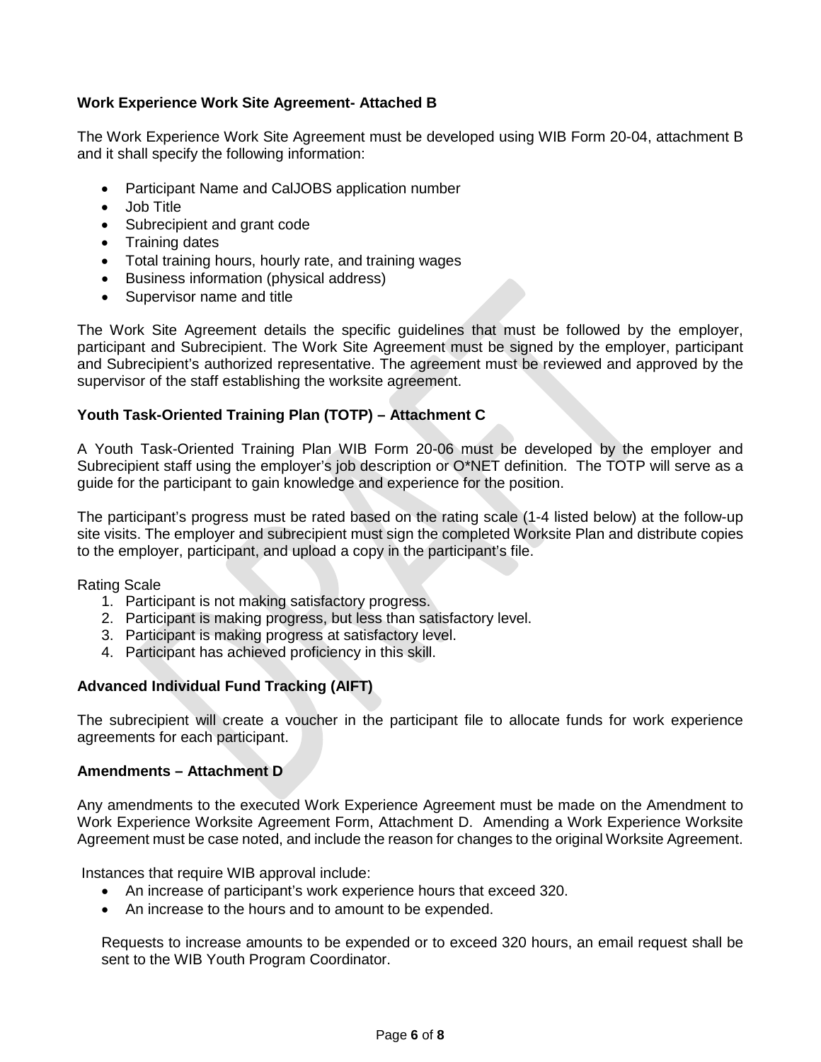**Work Experience Work Site Agreement- Attached B**

The Work Experience Work Site Agreement must be developed using WIB Form 20-04, attachment B and it shall specify the following information:

- Participant Name and CalJOBS application number
- Job Title
- Subrecipient and grant code
- Training dates
- Total training hours, hourly rate, and training wages
- Business information (physical address)
- Supervisor name and title

The Work Site Agreement details the specific guidelines that must be followed by the employer, participant and Subrecipient. The Work Site Agreement must be signed by the employer, participant and Subrecipient's authorized representative. The agreement must be reviewed and approved by the supervisor of the staff establishing the worksite agreement.

**Youth Task-Oriented Training Plan (TOTP) – Attachment C**

A Youth Task-Oriented Training Plan WIB Form 20-06 must be developed by the employer and Subrecipient staff using the employer's job description or O*NET definition. The TOTP will serve as a guide for the participant to gain knowledge and experience for the position.

The participant's progress must be rated based on the rating scale (1-4 listed below) at the follow-up site visits. The employer and subrecipient must sign the completed Worksite Plan and distribute copies to the employer, participant, and upload a copy in the participant's file.

Rating Scale

1. Participant is not making satisfactory progress.
2. Participant is making progress, but less than satisfactory level.
3. Participant is making progress at satisfactory level.
4. Participant has achieved proficiency in this skill.

**Advanced Individual Fund Tracking (AIFT)**

The subrecipient will create a voucher in the participant file to allocate funds for work experience agreements for each participant.

**Amendments – Attachment D**

Any amendments to the executed Work Experience Agreement must be made on the Amendment to Work Experience Worksite Agreement Form, Attachment D. Amending a Work Experience Worksite Agreement must be case noted, and include the reason for changes to the original Worksite Agreement.

Instances that require WIB approval include:

- An increase of participant's work experience hours that exceed 320.
- An increase to the hours and to amount to be expended.

Requests to increase amounts to be expended or to exceed 320 hours, an email request shall be sent to the WIB Youth Program Coordinator.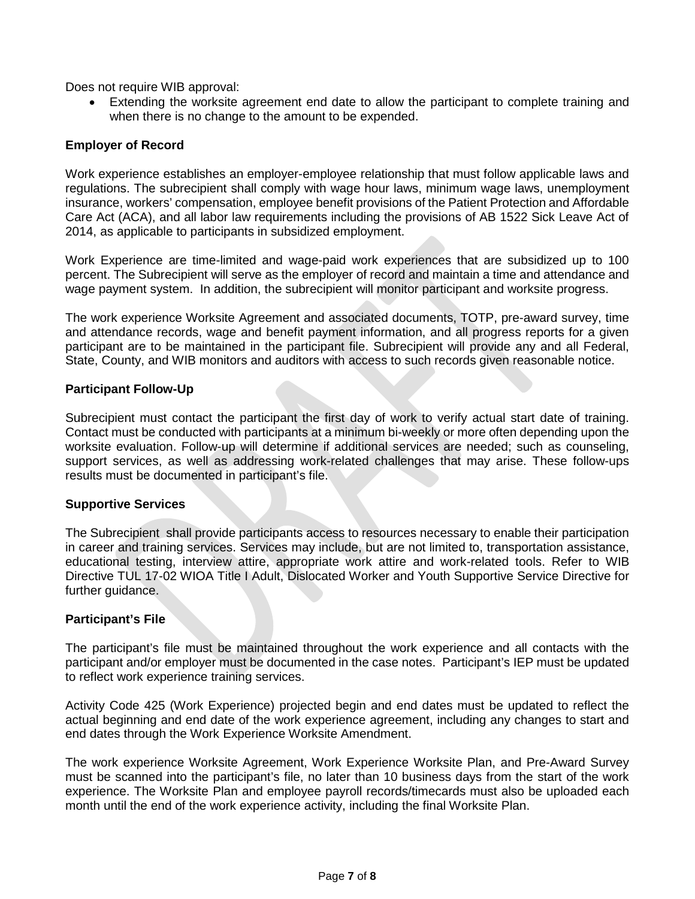Does not require WIB approval:

- Extending the worksite agreement end date to allow the participant to complete training and when there is no change to the amount to be expended.

**Employer of Record**

Work experience establishes an employer-employee relationship that must follow applicable laws and regulations. The subrecipient shall comply with wage hour laws, minimum wage laws, unemployment insurance, workers' compensation, employee benefit provisions of the Patient Protection and Affordable Care Act (ACA), and all labor law requirements including the provisions of AB 1522 Sick Leave Act of 2014, as applicable to participants in subsidized employment.

Work Experience are time-limited and wage-paid work experiences that are subsidized up to 100 percent. The Subrecipient will serve as the employer of record and maintain a time and attendance and wage payment system. In addition, the subrecipient will monitor participant and worksite progress.

The work experience Worksite Agreement and associated documents, TOTP, pre-award survey, time and attendance records, wage and benefit payment information, and all progress reports for a given participant are to be maintained in the participant file. Subrecipient will provide any and all Federal, State, County, and WIB monitors and auditors with access to such records given reasonable notice.

**Participant Follow-Up**

Subrecipient must contact the participant the first day of work to verify actual start date of training. Contact must be conducted with participants at a minimum bi-weekly or more often depending upon the worksite evaluation. Follow-up will determine if additional services are needed; such as counseling, support services, as well as addressing work-related challenges that may arise. These follow-ups results must be documented in participant's file.

**Supportive Services**

The Subrecipient shall provide participants access to resources necessary to enable their participation in career and training services. Services may include, but are not limited to, transportation assistance, educational testing, interview attire, appropriate work attire and work-related tools. Refer to WIB Directive TUL 17-02 WIOA Title I Adult, Dislocated Worker and Youth Supportive Service Directive for further guidance.

**Participant's File**

The participant's file must be maintained throughout the work experience and all contacts with the participant and/or employer must be documented in the case notes. Participant's IEP must be updated to reflect work experience training services.

Activity Code 425 (Work Experience) projected begin and end dates must be updated to reflect the actual beginning and end date of the work experience agreement, including any changes to start and end dates through the Work Experience Worksite Amendment.

The work experience Worksite Agreement, Work Experience Worksite Plan, and Pre-Award Survey must be scanned into the participant's file, no later than 10 business days from the start of the work experience. The Worksite Plan and employee payroll records/timecards must also be uploaded each month until the end of the work experience activity, including the final Worksite Plan.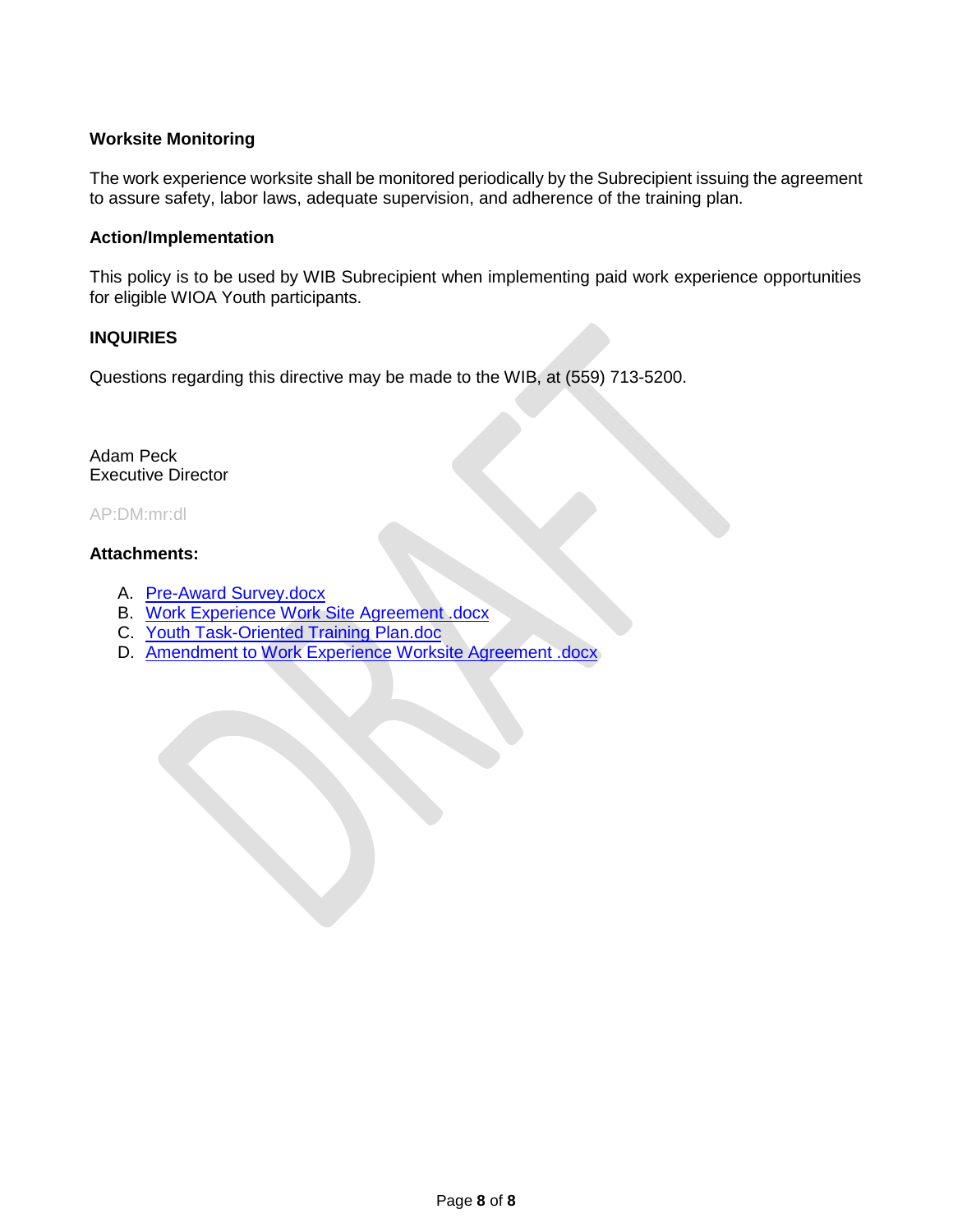**Worksite Monitoring**

The work experience worksite shall be monitored periodically by the Subrecipient issuing the agreement to assure safety, labor laws, adequate supervision, and adherence of the training plan.

**Action/Implementation**

This policy is to be used by WIB Subrecipient when implementing paid work experience opportunities for eligible WIOA Youth participants.

**INQUIRIES**

Questions regarding this directive may be made to the WIB, at (559) 713-5200.

Adam Peck
Executive Director

AP:DM:mr:dl

**Attachments:**

A. Pre-Award Survey.docx
B. Work Experience Work Site Agreement .docx
C. Youth Task-Oriented Training Plan.doc
D. Amendment to Work Experience Worksite Agreement .docx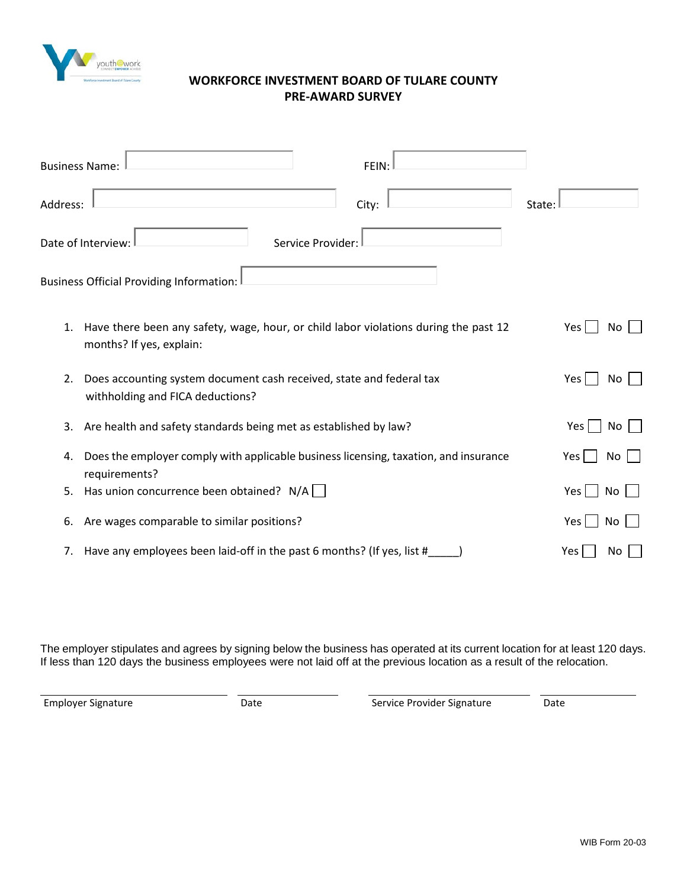# WORKFORCE INVESTMENT BOARD OF TULARE COUNTY
## PRE-AWARD SURVEY

Business Name: FEIN:

Address: City: State:

Date of Interview: Service Provider:

Business Official Providing Information:

1. Have there been any safety, wage, hour, or child labor violations during the past 12 months? If yes, explain: Yes ☐ No ☐
2. Does accounting system document cash received, state and federal tax withholding and FICA deductions? Yes ☐ No ☐
3. Are health and safety standards being met as established by law? Yes ☐ No ☐
4. Does the employer comply with applicable business licensing, taxation, and insurance requirements? Yes ☐ No ☐
5. Has union concurrence been obtained? N/A ☐ Yes ☐ No ☐
6. Are wages comparable to similar positions? Yes ☐ No ☐
7. Have any employees been laid-off in the past 6 months? (If yes, list #_____) Yes ☐ No ☐

The employer stipulates and agrees by signing below the business has operated at its current location for at least 120 days. If less than 120 days the business employees were not laid off at the previous location as a result of the relocation.

| Employer Signature | Date | Service Provider Signature | Date |
|---|---|---|---|

WIB Form 20-03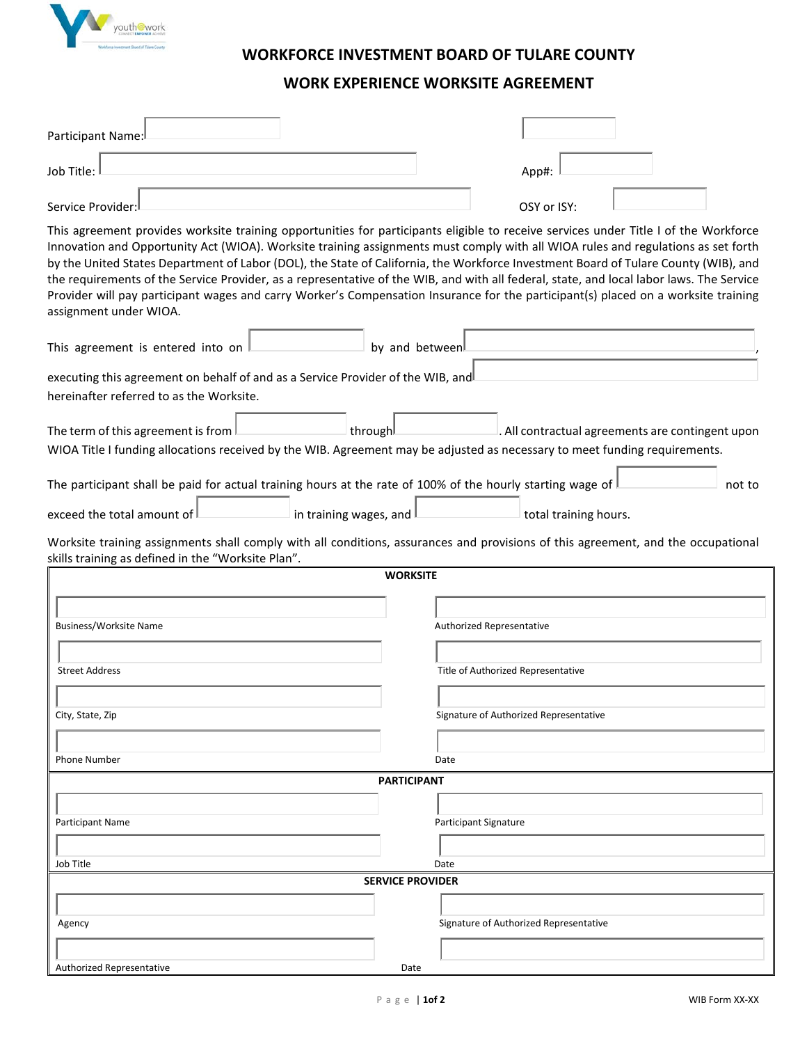# WORKFORCE INVESTMENT BOARD OF TULARE COUNTY

## WORK EXPERIENCE WORKSITE AGREEMENT

Participant Name: ____________

Job Title: ____________ App#: ____________

Service Provider: ____________ OSY or ISY: ____________

This agreement provides worksite training opportunities for participants eligible to receive services under Title I of the Workforce Innovation and Opportunity Act (WIOA). Worksite training assignments must comply with all WIOA rules and regulations as set forth by the United States Department of Labor (DOL), the State of California, the Workforce Investment Board of Tulare County (WIB), and the requirements of the Service Provider, as a representative of the WIB, and with all federal, state, and local labor laws. The Service Provider will pay participant wages and carry Worker's Compensation Insurance for the participant(s) placed on a worksite training assignment under WIOA.

This agreement is entered into on ____________ by and between ____________, executing this agreement on behalf of and as a Service Provider of the WIB, and ____________ hereinafter referred to as the Worksite.

The term of this agreement is from ____________ through ____________. All contractual agreements are contingent upon WIOA Title I funding allocations received by the WIB. Agreement may be adjusted as necessary to meet funding requirements.

The participant shall be paid for actual training hours at the rate of 100% of the hourly starting wage of ____________ not to exceed the total amount of ____________ in training wages, and ____________ total training hours.

Worksite training assignments shall comply with all conditions, assurances and provisions of this agreement, and the occupational skills training as defined in the "Worksite Plan".

| **WORKSITE** | |
|---|---|
| Business/Worksite Name | Authorized Representative |
| Street Address | Title of Authorized Representative |
| City, State, Zip | Signature of Authorized Representative |
| Phone Number | Date |

| **PARTICIPANT** | |
|---|---|
| Participant Name | Participant Signature |
| Job Title | Date |

| **SERVICE PROVIDER** | |
|---|---|
| Agency | Signature of Authorized Representative |
| Authorized Representative | Date |

WIB Form XX-XX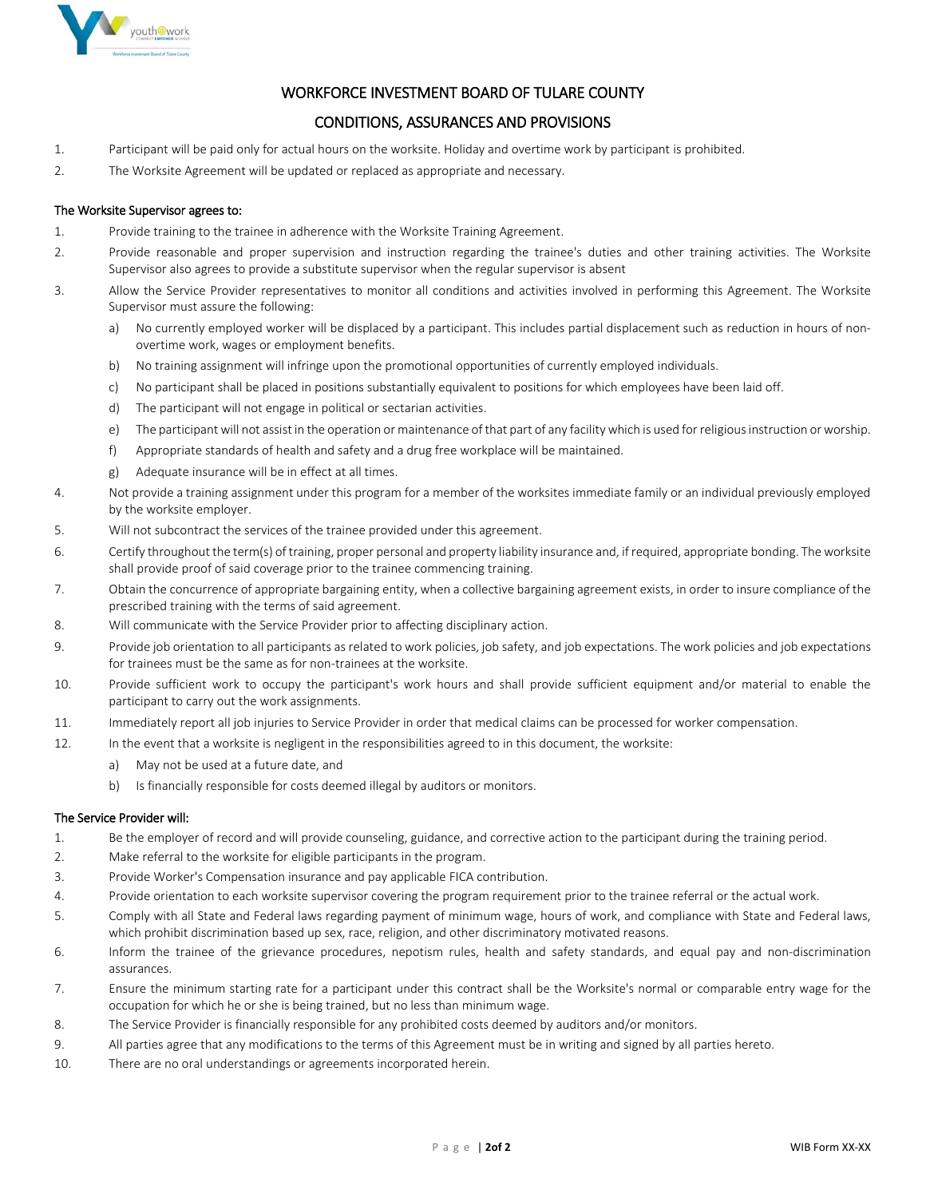# WORKFORCE INVESTMENT BOARD OF TULARE COUNTY

## CONDITIONS, ASSURANCES AND PROVISIONS

1. Participant will be paid only for actual hours on the worksite. Holiday and overtime work by participant is prohibited.
2. The Worksite Agreement will be updated or replaced as appropriate and necessary.

**The Worksite Supervisor agrees to:**

1. Provide training to the trainee in adherence with the Worksite Training Agreement.
2. Provide reasonable and proper supervision and instruction regarding the trainee's duties and other training activities. The Worksite Supervisor also agrees to provide a substitute supervisor when the regular supervisor is absent
3. Allow the Service Provider representatives to monitor all conditions and activities involved in performing this Agreement. The Worksite Supervisor must assure the following:
   a) No currently employed worker will be displaced by a participant. This includes partial displacement such as reduction in hours of non-overtime work, wages or employment benefits.
   b) No training assignment will infringe upon the promotional opportunities of currently employed individuals.
   c) No participant shall be placed in positions substantially equivalent to positions for which employees have been laid off.
   d) The participant will not engage in political or sectarian activities.
   e) The participant will not assist in the operation or maintenance of that part of any facility which is used for religious instruction or worship.
   f) Appropriate standards of health and safety and a drug free workplace will be maintained.
   g) Adequate insurance will be in effect at all times.
4. Not provide a training assignment under this program for a member of the worksites immediate family or an individual previously employed by the worksite employer.
5. Will not subcontract the services of the trainee provided under this agreement.
6. Certify throughout the term(s) of training, proper personal and property liability insurance and, if required, appropriate bonding. The worksite shall provide proof of said coverage prior to the trainee commencing training.
7. Obtain the concurrence of appropriate bargaining entity, when a collective bargaining agreement exists, in order to insure compliance of the prescribed training with the terms of said agreement.
8. Will communicate with the Service Provider prior to affecting disciplinary action.
9. Provide job orientation to all participants as related to work policies, job safety, and job expectations. The work policies and job expectations for trainees must be the same as for non-trainees at the worksite.
10. Provide sufficient work to occupy the participant's work hours and shall provide sufficient equipment and/or material to enable the participant to carry out the work assignments.
11. Immediately report all job injuries to Service Provider in order that medical claims can be processed for worker compensation.
12. In the event that a worksite is negligent in the responsibilities agreed to in this document, the worksite:
    a) May not be used at a future date, and
    b) Is financially responsible for costs deemed illegal by auditors or monitors.

**The Service Provider will:**

1. Be the employer of record and will provide counseling, guidance, and corrective action to the participant during the training period.
2. Make referral to the worksite for eligible participants in the program.
3. Provide Worker's Compensation insurance and pay applicable FICA contribution.
4. Provide orientation to each worksite supervisor covering the program requirement prior to the trainee referral or the actual work.
5. Comply with all State and Federal laws regarding payment of minimum wage, hours of work, and compliance with State and Federal laws, which prohibit discrimination based up sex, race, religion, and other discriminatory motivated reasons.
6. Inform the trainee of the grievance procedures, nepotism rules, health and safety standards, and equal pay and non-discrimination assurances.
7. Ensure the minimum starting rate for a participant under this contract shall be the Worksite's normal or comparable entry wage for the occupation for which he or she is being trained, but no less than minimum wage.
8. The Service Provider is financially responsible for any prohibited costs deemed by auditors and/or monitors.
9. All parties agree that any modifications to the terms of this Agreement must be in writing and signed by all parties hereto.
10. There are no oral understandings or agreements incorporated herein.

WIB Form XX-XX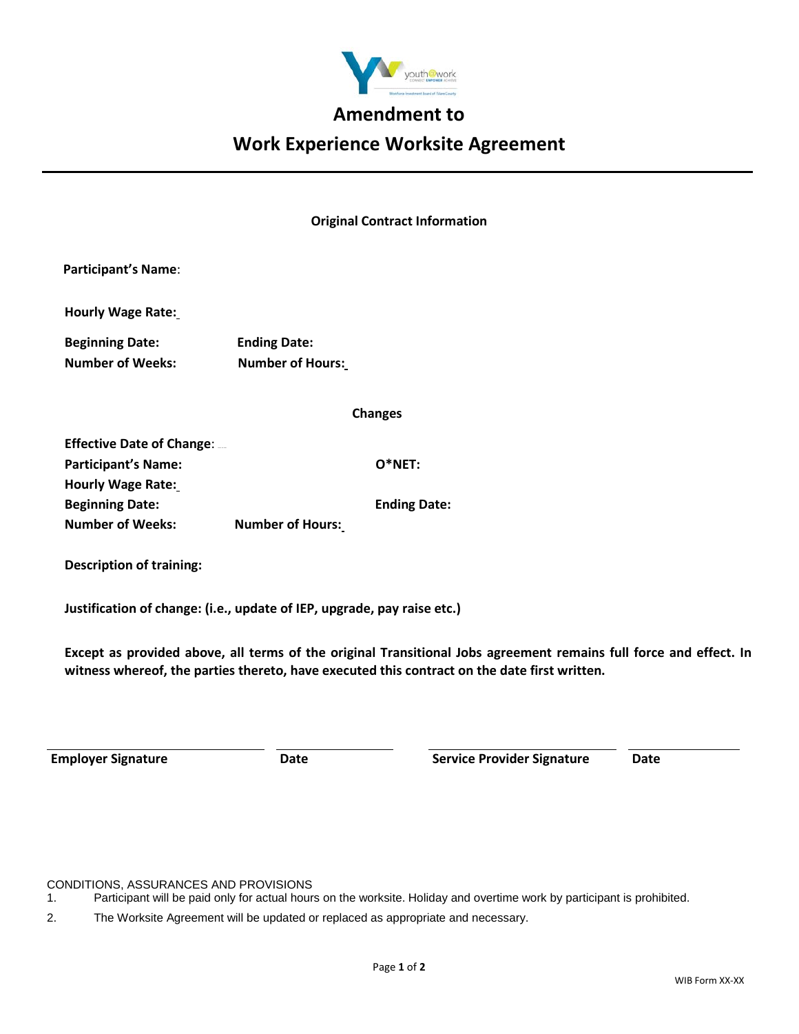# Amendment to

# Work Experience Worksite Agreement

---

**Original Contract Information**

**Participant's Name**:

**Hourly Wage Rate:**

**Beginning Date:** **Ending Date:**

**Number of Weeks:** **Number of Hours:**

**Changes**

**Effective Date of Change**:

**Participant's Name:** **O*NET:**

**Hourly Wage Rate:**

**Beginning Date:** **Ending Date:**

**Number of Weeks:** **Number of Hours:**

**Description of training:**

**Justification of change: (i.e., update of IEP, upgrade, pay raise etc.)**

**Except as provided above, all terms of the original Transitional Jobs agreement remains full force and effect. In witness whereof, the parties thereto, have executed this contract on the date first written.**

| **Employer Signature** | **Date** | **Service Provider Signature** | **Date** |
|---|---|---|---|

CONDITIONS, ASSURANCES AND PROVISIONS

1. Participant will be paid only for actual hours on the worksite. Holiday and overtime work by participant is prohibited.
2. The Worksite Agreement will be updated or replaced as appropriate and necessary.

WIB Form XX-XX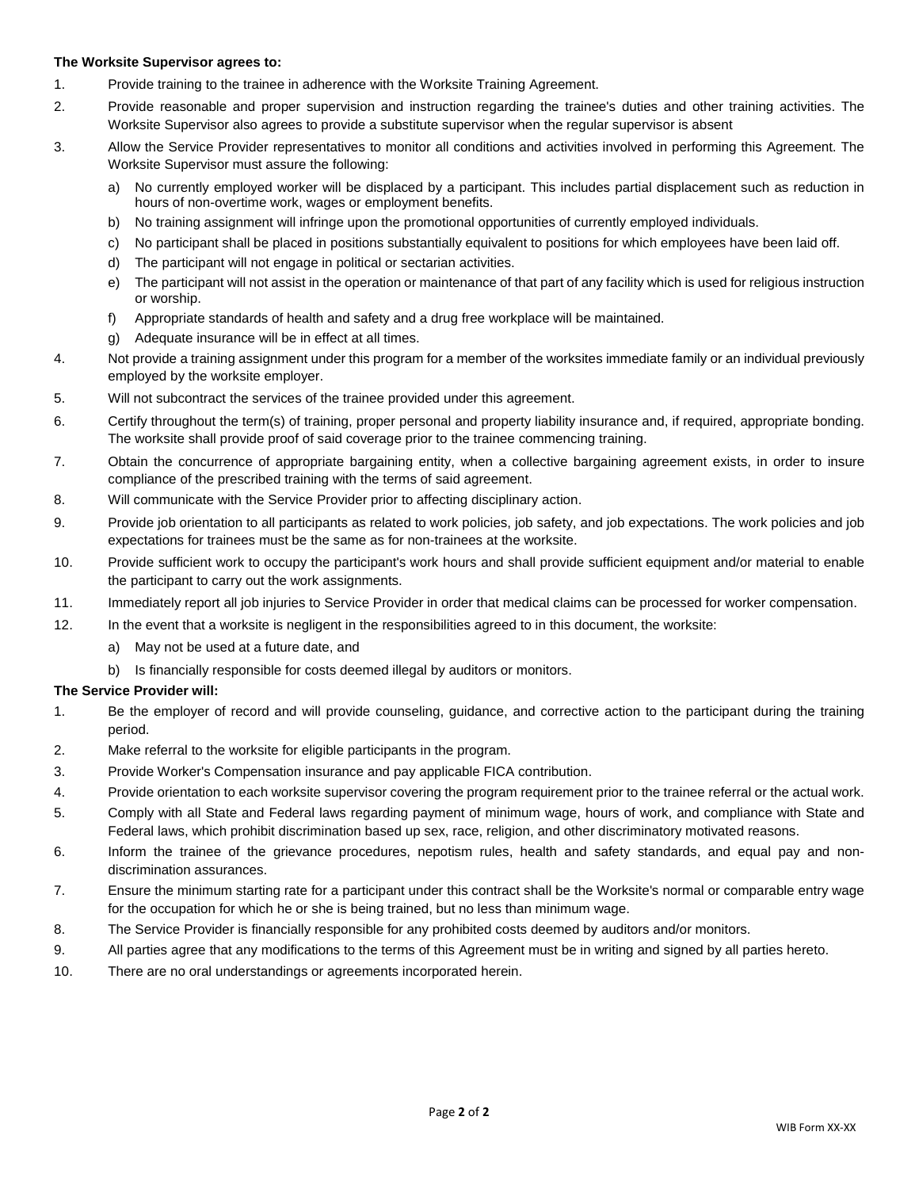**The Worksite Supervisor agrees to:**

1. Provide training to the trainee in adherence with the Worksite Training Agreement.
2. Provide reasonable and proper supervision and instruction regarding the trainee's duties and other training activities. The Worksite Supervisor also agrees to provide a substitute supervisor when the regular supervisor is absent
3. Allow the Service Provider representatives to monitor all conditions and activities involved in performing this Agreement. The Worksite Supervisor must assure the following:
    a) No currently employed worker will be displaced by a participant. This includes partial displacement such as reduction in hours of non-overtime work, wages or employment benefits.
    b) No training assignment will infringe upon the promotional opportunities of currently employed individuals.
    c) No participant shall be placed in positions substantially equivalent to positions for which employees have been laid off.
    d) The participant will not engage in political or sectarian activities.
    e) The participant will not assist in the operation or maintenance of that part of any facility which is used for religious instruction or worship.
    f) Appropriate standards of health and safety and a drug free workplace will be maintained.
    g) Adequate insurance will be in effect at all times.
4. Not provide a training assignment under this program for a member of the worksites immediate family or an individual previously employed by the worksite employer.
5. Will not subcontract the services of the trainee provided under this agreement.
6. Certify throughout the term(s) of training, proper personal and property liability insurance and, if required, appropriate bonding. The worksite shall provide proof of said coverage prior to the trainee commencing training.
7. Obtain the concurrence of appropriate bargaining entity, when a collective bargaining agreement exists, in order to insure compliance of the prescribed training with the terms of said agreement.
8. Will communicate with the Service Provider prior to affecting disciplinary action.
9. Provide job orientation to all participants as related to work policies, job safety, and job expectations. The work policies and job expectations for trainees must be the same as for non-trainees at the worksite.
10. Provide sufficient work to occupy the participant's work hours and shall provide sufficient equipment and/or material to enable the participant to carry out the work assignments.
11. Immediately report all job injuries to Service Provider in order that medical claims can be processed for worker compensation.
12. In the event that a worksite is negligent in the responsibilities agreed to in this document, the worksite:
    a) May not be used at a future date, and
    b) Is financially responsible for costs deemed illegal by auditors or monitors.

**The Service Provider will:**

1. Be the employer of record and will provide counseling, guidance, and corrective action to the participant during the training period.
2. Make referral to the worksite for eligible participants in the program.
3. Provide Worker's Compensation insurance and pay applicable FICA contribution.
4. Provide orientation to each worksite supervisor covering the program requirement prior to the trainee referral or the actual work.
5. Comply with all State and Federal laws regarding payment of minimum wage, hours of work, and compliance with State and Federal laws, which prohibit discrimination based up sex, race, religion, and other discriminatory motivated reasons.
6. Inform the trainee of the grievance procedures, nepotism rules, health and safety standards, and equal pay and non-discrimination assurances.
7. Ensure the minimum starting rate for a participant under this contract shall be the Worksite's normal or comparable entry wage for the occupation for which he or she is being trained, but no less than minimum wage.
8. The Service Provider is financially responsible for any prohibited costs deemed by auditors and/or monitors.
9. All parties agree that any modifications to the terms of this Agreement must be in writing and signed by all parties hereto.
10. There are no oral understandings or agreements incorporated herein.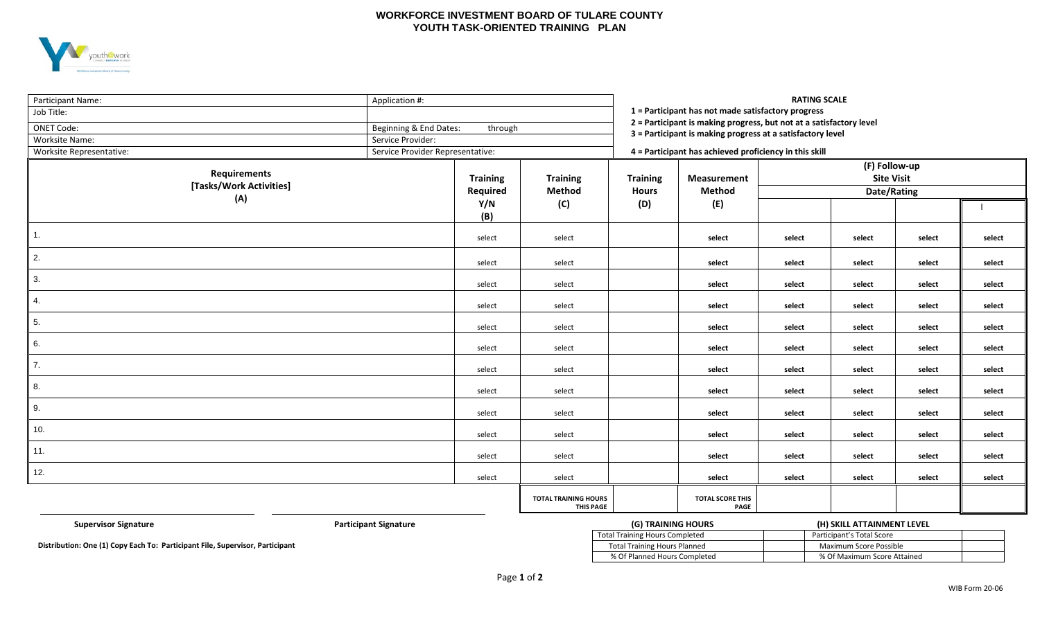# WORKFORCE INVESTMENT BOARD OF TULARE COUNTY
## YOUTH TASK-ORIENTED TRAINING PLAN

| | |
|---|---|
| Participant Name: | Application #: |
| Job Title: | |
| ONET Code: | Beginning & End Dates: through |
| Worksite Name: | Service Provider: |
| Worksite Representative: | Service Provider Representative: |

**RATING SCALE**

**1 = Participant has not made satisfactory progress**
**2 = Participant is making progress, but not at a satisfactory level**
**3 = Participant is making progress at a satisfactory level**
**4 = Participant has achieved proficiency in this skill**

| Requirements [Tasks/Work Activities] (A) | Training Required Y/N (B) | Training Method (C) | Training Hours (D) | Measurement Method (E) | (F) Follow-up Site Visit Date/Rating | | | |
|---|---|---|---|---|---|---|---|---|
| | | | | | | | | I |
| 1. | select | select | | select | select | select | select | select |
| 2. | select | select | | select | select | select | select | select |
| 3. | select | select | | select | select | select | select | select |
| 4. | select | select | | select | select | select | select | select |
| 5. | select | select | | select | select | select | select | select |
| 6. | select | select | | select | select | select | select | select |
| 7. | select | select | | select | select | select | select | select |
| 8. | select | select | | select | select | select | select | select |
| 9. | select | select | | select | select | select | select | select |
| 10. | select | select | | select | select | select | select | select |
| 11. | select | select | | select | select | select | select | select |
| 12. | select | select | | select | select | select | select | select |
| | | TOTAL TRAINING HOURS THIS PAGE | | TOTAL SCORE THIS PAGE | | | | |

**Supervisor Signature** **Participant Signature**

**Distribution: One (1) Copy Each To: Participant File, Supervisor, Participant**

| (G) TRAINING HOURS | |
|---|---|
| Total Training Hours Completed | |
| Total Training Hours Planned | |
| % Of Planned Hours Completed | |

| (H) SKILL ATTAINMENT LEVEL | |
|---|---|
| Participant's Total Score | |
| Maximum Score Possible | |
| % Of Maximum Score Attained | |

WIB Form 20-06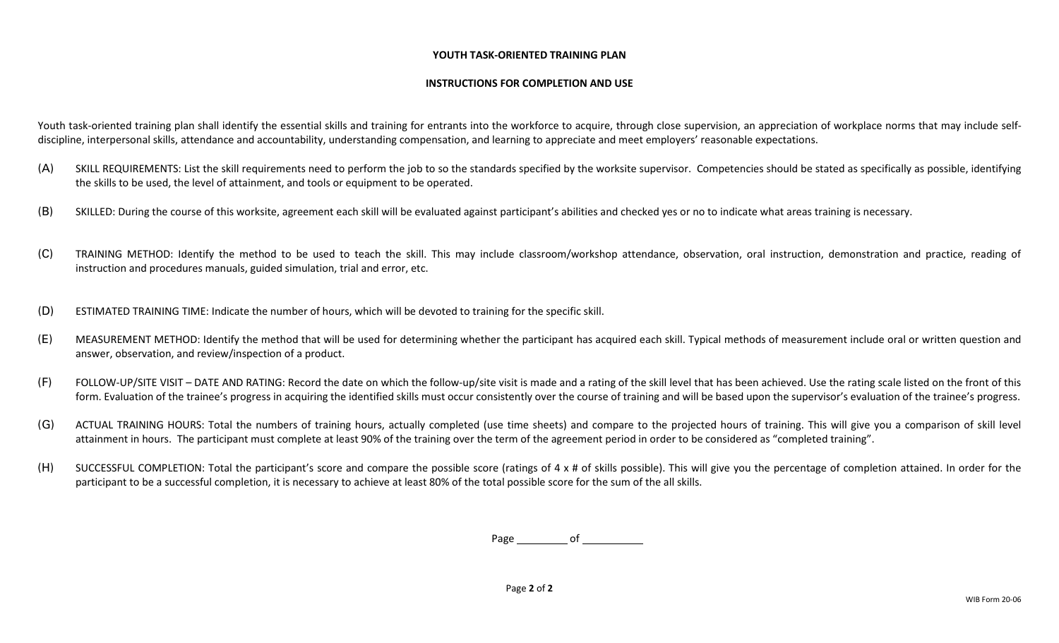**YOUTH TASK-ORIENTED TRAINING PLAN**

**INSTRUCTIONS FOR COMPLETION AND USE**

Youth task-oriented training plan shall identify the essential skills and training for entrants into the workforce to acquire, through close supervision, an appreciation of workplace norms that may include self-discipline, interpersonal skills, attendance and accountability, understanding compensation, and learning to appreciate and meet employers' reasonable expectations.

(A) SKILL REQUIREMENTS: List the skill requirements need to perform the job to so the standards specified by the worksite supervisor. Competencies should be stated as specifically as possible, identifying the skills to be used, the level of attainment, and tools or equipment to be operated.

(B) SKILLED: During the course of this worksite, agreement each skill will be evaluated against participant's abilities and checked yes or no to indicate what areas training is necessary.

(C) TRAINING METHOD: Identify the method to be used to teach the skill. This may include classroom/workshop attendance, observation, oral instruction, demonstration and practice, reading of instruction and procedures manuals, guided simulation, trial and error, etc.

(D) ESTIMATED TRAINING TIME: Indicate the number of hours, which will be devoted to training for the specific skill.

(E) MEASUREMENT METHOD: Identify the method that will be used for determining whether the participant has acquired each skill. Typical methods of measurement include oral or written question and answer, observation, and review/inspection of a product.

(F) FOLLOW-UP/SITE VISIT – DATE AND RATING: Record the date on which the follow-up/site visit is made and a rating of the skill level that has been achieved. Use the rating scale listed on the front of this form. Evaluation of the trainee's progress in acquiring the identified skills must occur consistently over the course of training and will be based upon the supervisor's evaluation of the trainee's progress.

(G) ACTUAL TRAINING HOURS: Total the numbers of training hours, actually completed (use time sheets) and compare to the projected hours of training. This will give you a comparison of skill level attainment in hours. The participant must complete at least 90% of the training over the term of the agreement period in order to be considered as "completed training".

(H) SUCCESSFUL COMPLETION: Total the participant's score and compare the possible score (ratings of 4 x # of skills possible). This will give you the percentage of completion attained. In order for the participant to be a successful completion, it is necessary to achieve at least 80% of the total possible score for the sum of the all skills.

Page _________ of ___________

WIB Form 20-06